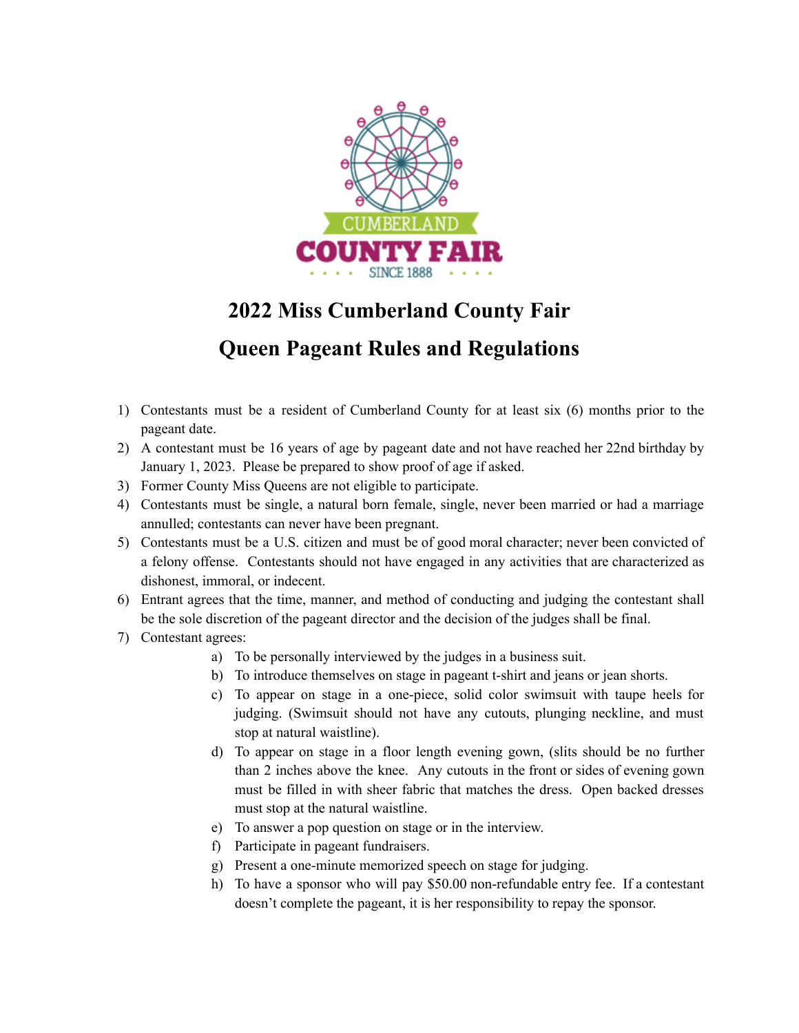CUMBERLAND

COUNTY FAIR

SINCE 1888

# 2022 Miss Cumberland County Fair

# Queen Pageant Rules and Regulations

1) Contestants must be a resident of Cumberland County for at least six (6) months prior to the pageant date.
2) A contestant must be 16 years of age by pageant date and not have reached her 22nd birthday by January 1, 2023. Please be prepared to show proof of age if asked.
3) Former County Miss Queens are not eligible to participate.
4) Contestants must be single, a natural born female, single, never been married or had a marriage annulled; contestants can never have been pregnant.
5) Contestants must be a U.S. citizen and must be of good moral character; never been convicted of a felony offense. Contestants should not have engaged in any activities that are characterized as dishonest, immoral, or indecent.
6) Entrant agrees that the time, manner, and method of conducting and judging the contestant shall be the sole discretion of the pageant director and the decision of the judges shall be final.
7) Contestant agrees:
    a) To be personally interviewed by the judges in a business suit.
    b) To introduce themselves on stage in pageant t-shirt and jeans or jean shorts.
    c) To appear on stage in a one-piece, solid color swimsuit with taupe heels for judging. (Swimsuit should not have any cutouts, plunging neckline, and must stop at natural waistline).
    d) To appear on stage in a floor length evening gown, (slits should be no further than 2 inches above the knee. Any cutouts in the front or sides of evening gown must be filled in with sheer fabric that matches the dress. Open backed dresses must stop at the natural waistline.
    e) To answer a pop question on stage or in the interview.
    f) Participate in pageant fundraisers.
    g) Present a one-minute memorized speech on stage for judging.
    h) To have a sponsor who will pay $50.00 non-refundable entry fee. If a contestant doesn't complete the pageant, it is her responsibility to repay the sponsor.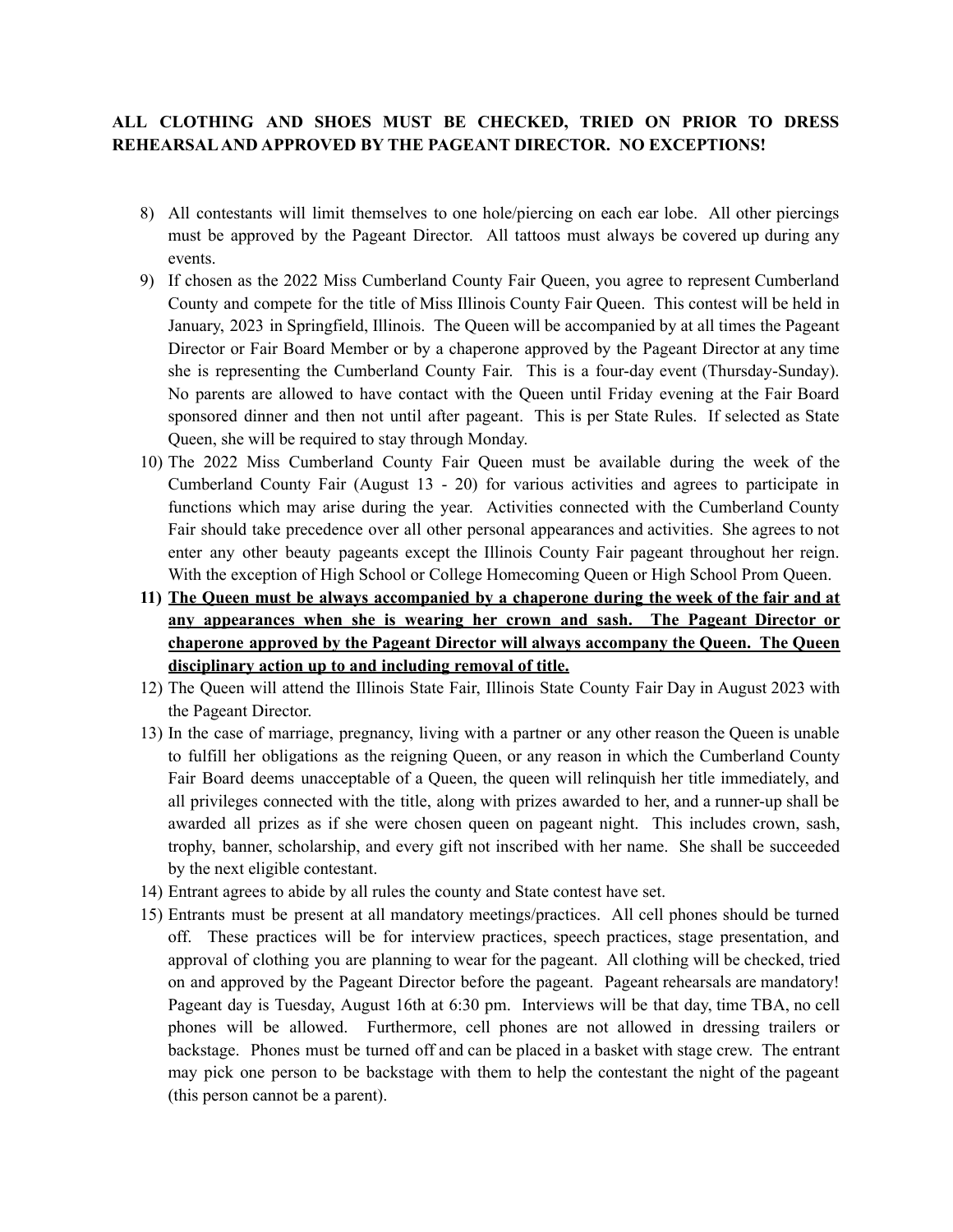**ALL CLOTHING AND SHOES MUST BE CHECKED, TRIED ON PRIOR TO DRESS REHEARSAL AND APPROVED BY THE PAGEANT DIRECTOR. NO EXCEPTIONS!**

8) All contestants will limit themselves to one hole/piercing on each ear lobe. All other piercings must be approved by the Pageant Director. All tattoos must always be covered up during any events.
9) If chosen as the 2022 Miss Cumberland County Fair Queen, you agree to represent Cumberland County and compete for the title of Miss Illinois County Fair Queen. This contest will be held in January, 2023 in Springfield, Illinois. The Queen will be accompanied by at all times the Pageant Director or Fair Board Member or by a chaperone approved by the Pageant Director at any time she is representing the Cumberland County Fair. This is a four-day event (Thursday-Sunday). No parents are allowed to have contact with the Queen until Friday evening at the Fair Board sponsored dinner and then not until after pageant. This is per State Rules. If selected as State Queen, she will be required to stay through Monday.
10) The 2022 Miss Cumberland County Fair Queen must be available during the week of the Cumberland County Fair (August 13 - 20) for various activities and agrees to participate in functions which may arise during the year. Activities connected with the Cumberland County Fair should take precedence over all other personal appearances and activities. She agrees to not enter any other beauty pageants except the Illinois County Fair pageant throughout her reign. With the exception of High School or College Homecoming Queen or High School Prom Queen.
11) **<u>The Queen must be always accompanied by a chaperone during the week of the fair and at any appearances when she is wearing her crown and sash. The Pageant Director or chaperone approved by the Pageant Director will always accompany the Queen. The Queen disciplinary action up to and including removal of title.</u>**
12) The Queen will attend the Illinois State Fair, Illinois State County Fair Day in August 2023 with the Pageant Director.
13) In the case of marriage, pregnancy, living with a partner or any other reason the Queen is unable to fulfill her obligations as the reigning Queen, or any reason in which the Cumberland County Fair Board deems unacceptable of a Queen, the queen will relinquish her title immediately, and all privileges connected with the title, along with prizes awarded to her, and a runner-up shall be awarded all prizes as if she were chosen queen on pageant night. This includes crown, sash, trophy, banner, scholarship, and every gift not inscribed with her name. She shall be succeeded by the next eligible contestant.
14) Entrant agrees to abide by all rules the county and State contest have set.
15) Entrants must be present at all mandatory meetings/practices. All cell phones should be turned off. These practices will be for interview practices, speech practices, stage presentation, and approval of clothing you are planning to wear for the pageant. All clothing will be checked, tried on and approved by the Pageant Director before the pageant. Pageant rehearsals are mandatory! Pageant day is Tuesday, August 16th at 6:30 pm. Interviews will be that day, time TBA, no cell phones will be allowed. Furthermore, cell phones are not allowed in dressing trailers or backstage. Phones must be turned off and can be placed in a basket with stage crew. The entrant may pick one person to be backstage with them to help the contestant the night of the pageant (this person cannot be a parent).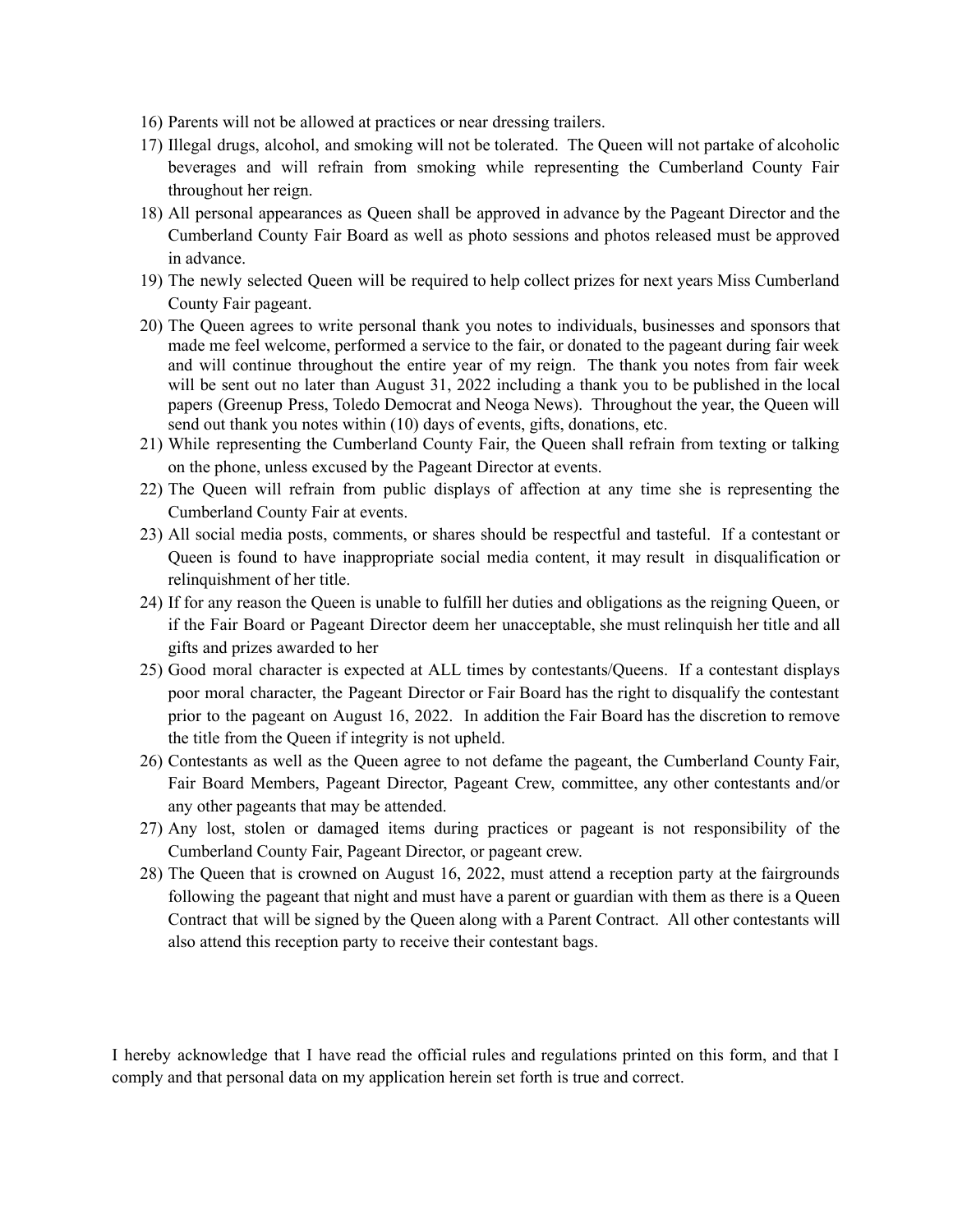16) Parents will not be allowed at practices or near dressing trailers.
17) Illegal drugs, alcohol, and smoking will not be tolerated. The Queen will not partake of alcoholic beverages and will refrain from smoking while representing the Cumberland County Fair throughout her reign.
18) All personal appearances as Queen shall be approved in advance by the Pageant Director and the Cumberland County Fair Board as well as photo sessions and photos released must be approved in advance.
19) The newly selected Queen will be required to help collect prizes for next years Miss Cumberland County Fair pageant.
20) The Queen agrees to write personal thank you notes to individuals, businesses and sponsors that made me feel welcome, performed a service to the fair, or donated to the pageant during fair week and will continue throughout the entire year of my reign. The thank you notes from fair week will be sent out no later than August 31, 2022 including a thank you to be published in the local papers (Greenup Press, Toledo Democrat and Neoga News). Throughout the year, the Queen will send out thank you notes within (10) days of events, gifts, donations, etc.
21) While representing the Cumberland County Fair, the Queen shall refrain from texting or talking on the phone, unless excused by the Pageant Director at events.
22) The Queen will refrain from public displays of affection at any time she is representing the Cumberland County Fair at events.
23) All social media posts, comments, or shares should be respectful and tasteful. If a contestant or Queen is found to have inappropriate social media content, it may result in disqualification or relinquishment of her title.
24) If for any reason the Queen is unable to fulfill her duties and obligations as the reigning Queen, or if the Fair Board or Pageant Director deem her unacceptable, she must relinquish her title and all gifts and prizes awarded to her
25) Good moral character is expected at ALL times by contestants/Queens. If a contestant displays poor moral character, the Pageant Director or Fair Board has the right to disqualify the contestant prior to the pageant on August 16, 2022. In addition the Fair Board has the discretion to remove the title from the Queen if integrity is not upheld.
26) Contestants as well as the Queen agree to not defame the pageant, the Cumberland County Fair, Fair Board Members, Pageant Director, Pageant Crew, committee, any other contestants and/or any other pageants that may be attended.
27) Any lost, stolen or damaged items during practices or pageant is not responsibility of the Cumberland County Fair, Pageant Director, or pageant crew.
28) The Queen that is crowned on August 16, 2022, must attend a reception party at the fairgrounds following the pageant that night and must have a parent or guardian with them as there is a Queen Contract that will be signed by the Queen along with a Parent Contract. All other contestants will also attend this reception party to receive their contestant bags.

I hereby acknowledge that I have read the official rules and regulations printed on this form, and that I comply and that personal data on my application herein set forth is true and correct.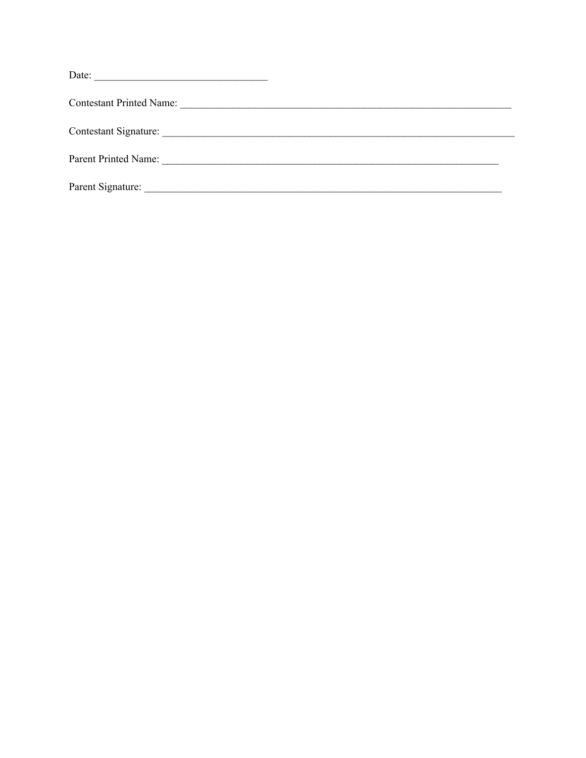Date: ________________________________

Contestant Printed Name: ______________________________________________________________

Contestant Signature: _________________________________________________________________

Parent Printed Name: _______________________________________________________________

Parent Signature: ___________________________________________________________________